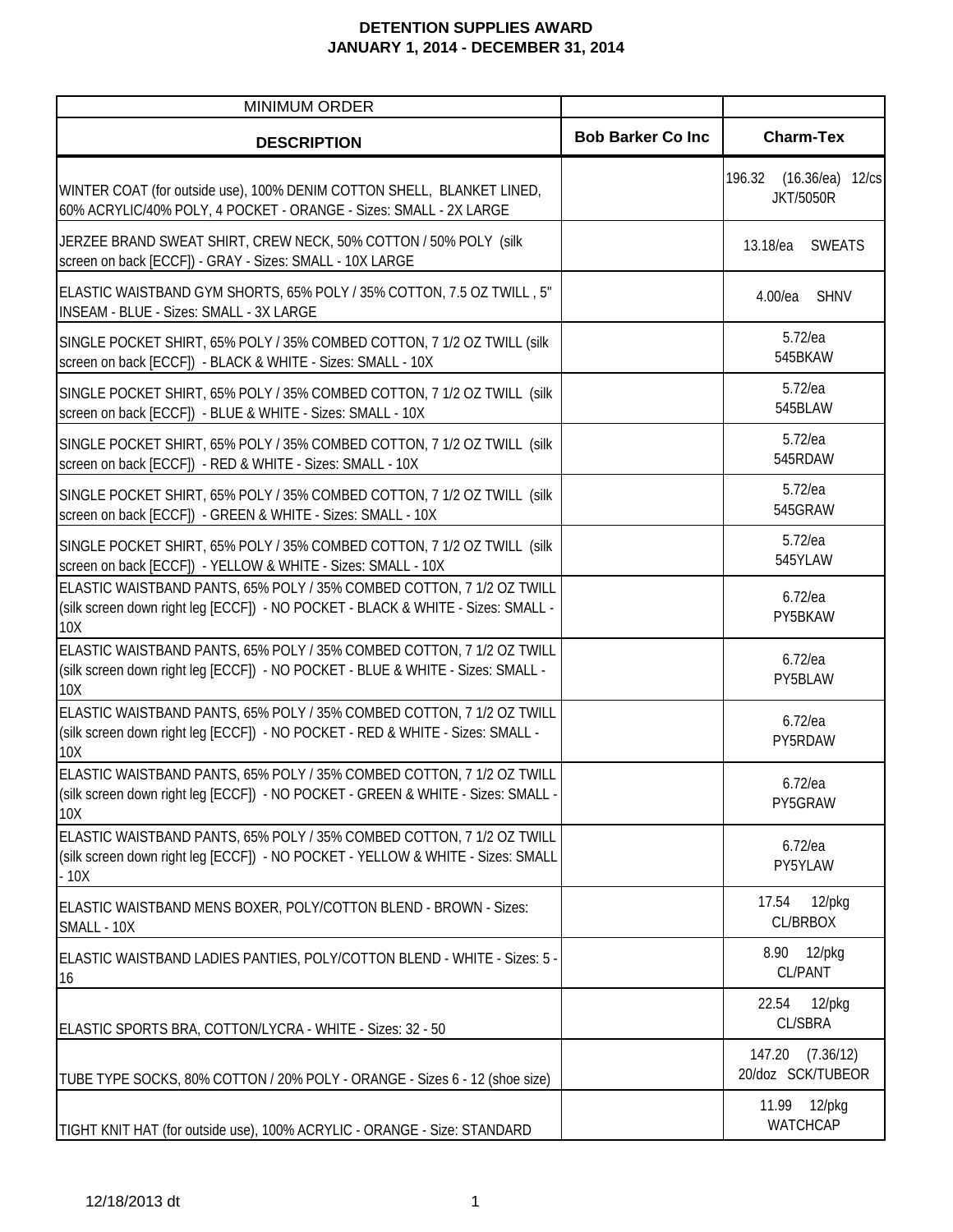# DETENTION SUPPLIES AWARD
## JANUARY 1, 2014 - DECEMBER 31, 2014

| MINIMUM ORDER | | |
|---|---|---|
| **DESCRIPTION** | **Bob Barker Co Inc** | **Charm-Tex** |
| WINTER COAT (for outside use), 100% DENIM COTTON SHELL, BLANKET LINED, 60% ACRYLIC/40% POLY, 4 POCKET - ORANGE - Sizes: SMALL - 2X LARGE | | 196.32 (16.36/ea) 12/cs JKT/5050R |
| JERZEE BRAND SWEAT SHIRT, CREW NECK, 50% COTTON / 50% POLY (silk screen on back [ECCF]) - GRAY - Sizes: SMALL - 10X LARGE | | 13.18/ea SWEATS |
| ELASTIC WAISTBAND GYM SHORTS, 65% POLY / 35% COTTON, 7.5 OZ TWILL , 5" INSEAM - BLUE - Sizes: SMALL - 3X LARGE | | 4.00/ea SHNV |
| SINGLE POCKET SHIRT, 65% POLY / 35% COMBED COTTON, 7 1/2 OZ TWILL (silk screen on back [ECCF]) - BLACK & WHITE - Sizes: SMALL - 10X | | 5.72/ea 545BKAW |
| SINGLE POCKET SHIRT, 65% POLY / 35% COMBED COTTON, 7 1/2 OZ TWILL (silk screen on back [ECCF]) - BLUE & WHITE - Sizes: SMALL - 10X | | 5.72/ea 545BLAW |
| SINGLE POCKET SHIRT, 65% POLY / 35% COMBED COTTON, 7 1/2 OZ TWILL (silk screen on back [ECCF]) - RED & WHITE - Sizes: SMALL - 10X | | 5.72/ea 545RDAW |
| SINGLE POCKET SHIRT, 65% POLY / 35% COMBED COTTON, 7 1/2 OZ TWILL (silk screen on back [ECCF]) - GREEN & WHITE - Sizes: SMALL - 10X | | 5.72/ea 545GRAW |
| SINGLE POCKET SHIRT, 65% POLY / 35% COMBED COTTON, 7 1/2 OZ TWILL (silk screen on back [ECCF]) - YELLOW & WHITE - Sizes: SMALL - 10X | | 5.72/ea 545YLAW |
| ELASTIC WAISTBAND PANTS, 65% POLY / 35% COMBED COTTON, 7 1/2 OZ TWILL (silk screen down right leg [ECCF]) - NO POCKET - BLACK & WHITE - Sizes: SMALL - 10X | | 6.72/ea PY5BKAW |
| ELASTIC WAISTBAND PANTS, 65% POLY / 35% COMBED COTTON, 7 1/2 OZ TWILL (silk screen down right leg [ECCF]) - NO POCKET - BLUE & WHITE - Sizes: SMALL - 10X | | 6.72/ea PY5BLAW |
| ELASTIC WAISTBAND PANTS, 65% POLY / 35% COMBED COTTON, 7 1/2 OZ TWILL (silk screen down right leg [ECCF]) - NO POCKET - RED & WHITE - Sizes: SMALL - 10X | | 6.72/ea PY5RDAW |
| ELASTIC WAISTBAND PANTS, 65% POLY / 35% COMBED COTTON, 7 1/2 OZ TWILL (silk screen down right leg [ECCF]) - NO POCKET - GREEN & WHITE - Sizes: SMALL - 10X | | 6.72/ea PY5GRAW |
| ELASTIC WAISTBAND PANTS, 65% POLY / 35% COMBED COTTON, 7 1/2 OZ TWILL (silk screen down right leg [ECCF]) - NO POCKET - YELLOW & WHITE - Sizes: SMALL - 10X | | 6.72/ea PY5YLAW |
| ELASTIC WAISTBAND MENS BOXER, POLY/COTTON BLEND - BROWN - Sizes: SMALL - 10X | | 17.54 12/pkg CL/BRBOX |
| ELASTIC WAISTBAND LADIES PANTIES, POLY/COTTON BLEND - WHITE - Sizes: 5 - 16 | | 8.90 12/pkg CL/PANT |
| ELASTIC SPORTS BRA, COTTON/LYCRA - WHITE - Sizes: 32 - 50 | | 22.54 12/pkg CL/SBRA |
| TUBE TYPE SOCKS, 80% COTTON / 20% POLY - ORANGE - Sizes 6 - 12 (shoe size) | | 147.20 (7.36/12) 20/doz SCK/TUBEOR |
| TIGHT KNIT HAT (for outside use), 100% ACRYLIC - ORANGE - Size: STANDARD | | 11.99 12/pkg WATCHCAP |

12/18/2013 dt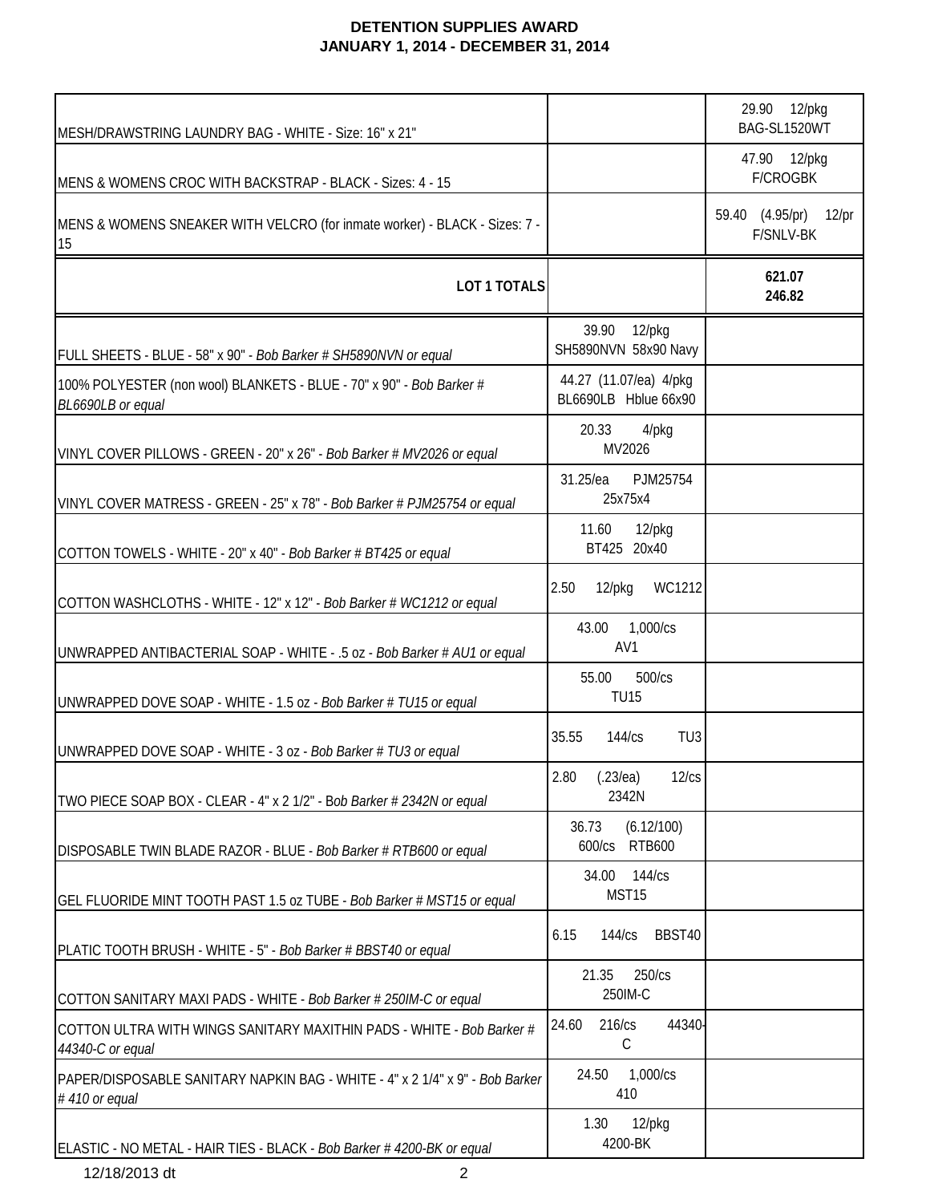# DETENTION SUPPLIES AWARD
## JANUARY 1, 2014 - DECEMBER 31, 2014

| | | |
|---|---|---|
| MESH/DRAWSTRING LAUNDRY BAG - WHITE - Size: 16" x 21" | | 29.90 12/pkg BAG-SL1520WT |
| MENS & WOMENS CROC WITH BACKSTRAP - BLACK - Sizes: 4 - 15 | | 47.90 12/pkg F/CROGBK |
| MENS & WOMENS SNEAKER WITH VELCRO (for inmate worker) - BLACK - Sizes: 7 - 15 | | 59.40 (4.95/pr) 12/pr F/SNLV-BK |
| **LOT 1 TOTALS** | | **621.07 246.82** |
| FULL SHEETS - BLUE - 58" x 90" - *Bob Barker # SH5890NVN or equal* | 39.90 12/pkg SH5890NVN 58x90 Navy | |
| 100% POLYESTER (non wool) BLANKETS - BLUE - 70" x 90" - *Bob Barker # BL6690LB or equal* | 44.27 (11.07/ea) 4/pkg BL6690LB Hblue 66x90 | |
| VINYL COVER PILLOWS - GREEN - 20" x 26" - *Bob Barker # MV2026 or equal* | 20.33 4/pkg MV2026 | |
| VINYL COVER MATRESS - GREEN - 25" x 78" - *Bob Barker # PJM25754 or equal* | 31.25/ea PJM25754 25x75x4 | |
| COTTON TOWELS - WHITE - 20" x 40" - *Bob Barker # BT425 or equal* | 11.60 12/pkg BT425 20x40 | |
| COTTON WASHCLOTHS - WHITE - 12" x 12" - *Bob Barker # WC1212 or equal* | 2.50 12/pkg WC1212 | |
| UNWRAPPED ANTIBACTERIAL SOAP - WHITE - .5 oz - *Bob Barker # AU1 or equal* | 43.00 1,000/cs AV1 | |
| UNWRAPPED DOVE SOAP - WHITE - 1.5 oz - *Bob Barker # TU15 or equal* | 55.00 500/cs TU15 | |
| UNWRAPPED DOVE SOAP - WHITE - 3 oz - *Bob Barker # TU3 or equal* | 35.55 144/cs TU3 | |
| TWO PIECE SOAP BOX - CLEAR - 4" x 2 1/2" - B*ob Barker # 2342N or equal* | 2.80 (.23/ea) 12/cs 2342N | |
| DISPOSABLE TWIN BLADE RAZOR - BLUE - *Bob Barker # RTB600 or equal* | 36.73 (6.12/100) 600/cs RTB600 | |
| GEL FLUORIDE MINT TOOTH PAST 1.5 oz TUBE - *Bob Barker # MST15 or equal* | 34.00 144/cs MST15 | |
| PLATIC TOOTH BRUSH - WHITE - 5" - *Bob Barker # BBST40 or equal* | 6.15 144/cs BBST40 | |
| COTTON SANITARY MAXI PADS - WHITE - *Bob Barker # 250IM-C or equal* | 21.35 250/cs 250IM-C | |
| COTTON ULTRA WITH WINGS SANITARY MAXITHIN PADS - WHITE - *Bob Barker # 44340-C or equal* | 24.60 216/cs 44340-C | |
| PAPER/DISPOSABLE SANITARY NAPKIN BAG - WHITE - 4" x 2 1/4" x 9" - *Bob Barker # 410 or equal* | 24.50 1,000/cs 410 | |
| ELASTIC - NO METAL - HAIR TIES - BLACK - *Bob Barker # 4200-BK or equal* | 1.30 12/pkg 4200-BK | |

12/18/2013 dt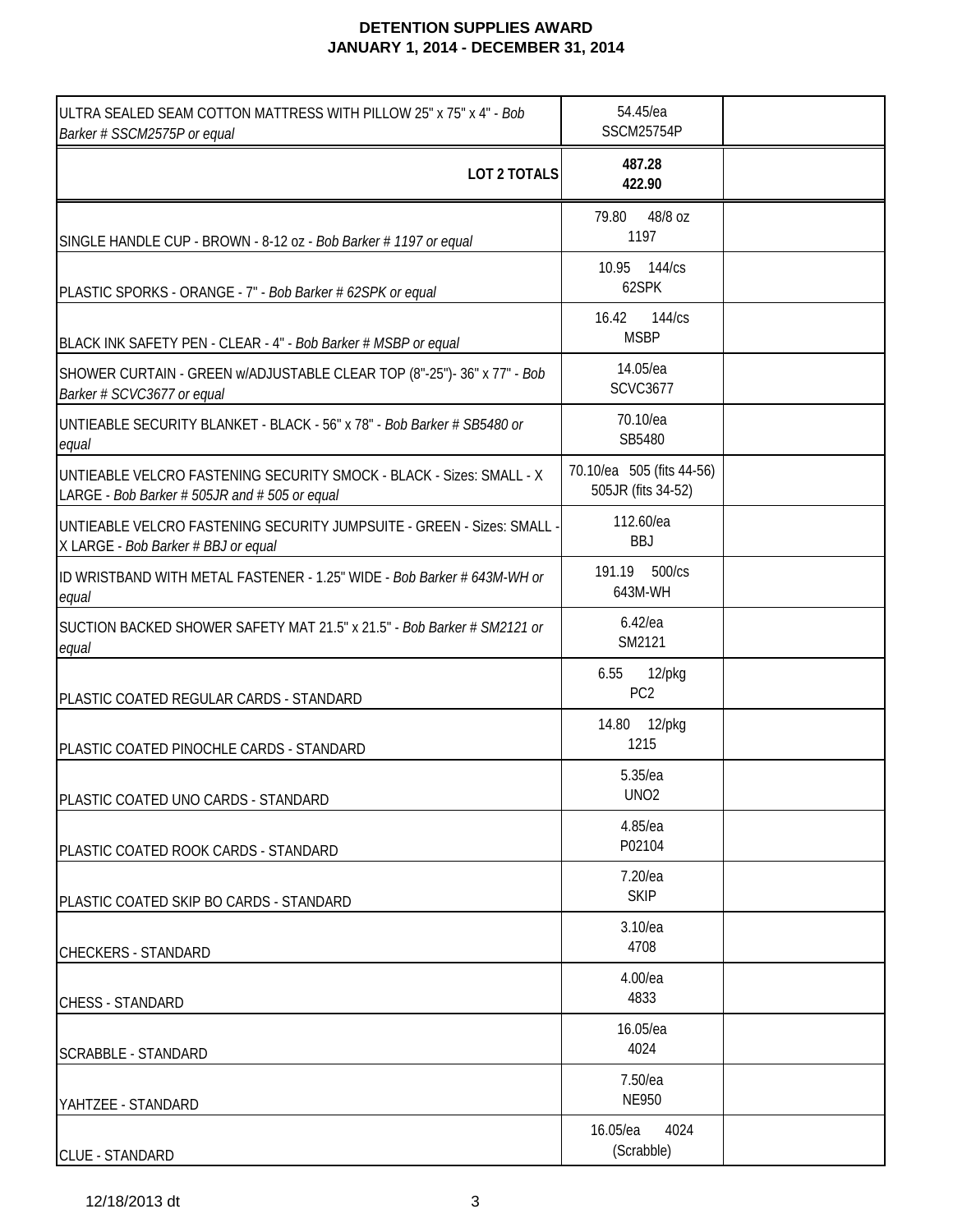# DETENTION SUPPLIES AWARD
## JANUARY 1, 2014 - DECEMBER 31, 2014

| | | |
|---|---|---|
| ULTRA SEALED SEAM COTTON MATTRESS WITH PILLOW 25" x 75" x 4" - *Bob Barker # SSCM2575P or equal* | 54.45/ea SSCM25754P | |
| **LOT 2 TOTALS** | **487.28 422.90** | |
| SINGLE HANDLE CUP - BROWN - 8-12 oz - *Bob Barker # 1197 or equal* | 79.80 48/8 oz 1197 | |
| PLASTIC SPORKS - ORANGE - 7" - *Bob Barker # 62SPK or equal* | 10.95 144/cs 62SPK | |
| BLACK INK SAFETY PEN - CLEAR - 4" - *Bob Barker # MSBP or equal* | 16.42 144/cs MSBP | |
| SHOWER CURTAIN - GREEN w/ADJUSTABLE CLEAR TOP (8"-25")- 36" x 77" - *Bob Barker # SCVC3677 or equal* | 14.05/ea SCVC3677 | |
| UNTIEABLE SECURITY BLANKET - BLACK - 56" x 78" - *Bob Barker # SB5480 or equal* | 70.10/ea SB5480 | |
| UNTIEABLE VELCRO FASTENING SECURITY SMOCK - BLACK - Sizes: SMALL - X LARGE - *Bob Barker # 505JR and # 505 or equal* | 70.10/ea 505 (fits 44-56) 505JR (fits 34-52) | |
| UNTIEABLE VELCRO FASTENING SECURITY JUMPSUITE - GREEN - Sizes: SMALL - X LARGE - *Bob Barker # BBJ or equal* | 112.60/ea BBJ | |
| ID WRISTBAND WITH METAL FASTENER - 1.25" WIDE - *Bob Barker # 643M-WH or equal* | 191.19 500/cs 643M-WH | |
| SUCTION BACKED SHOWER SAFETY MAT 21.5" x 21.5" - *Bob Barker # SM2121 or equal* | 6.42/ea SM2121 | |
| PLASTIC COATED REGULAR CARDS - STANDARD | 6.55 12/pkg PC2 | |
| PLASTIC COATED PINOCHLE CARDS - STANDARD | 14.80 12/pkg 1215 | |
| PLASTIC COATED UNO CARDS - STANDARD | 5.35/ea UNO2 | |
| PLASTIC COATED ROOK CARDS - STANDARD | 4.85/ea P02104 | |
| PLASTIC COATED SKIP BO CARDS - STANDARD | 7.20/ea SKIP | |
| CHECKERS - STANDARD | 3.10/ea 4708 | |
| CHESS - STANDARD | 4.00/ea 4833 | |
| SCRABBLE - STANDARD | 16.05/ea 4024 | |
| YAHTZEE - STANDARD | 7.50/ea NE950 | |
| CLUE - STANDARD | 16.05/ea 4024 (Scrabble) | |

12/18/2013 dt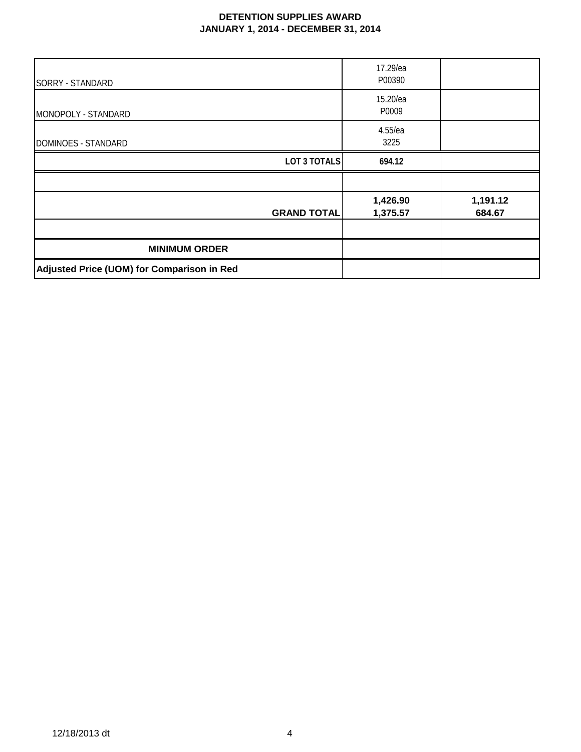**DETENTION SUPPLIES AWARD**
**JANUARY 1, 2014 - DECEMBER 31, 2014**

| | | |
|---|---|---|
| SORRY - STANDARD | 17.29/ea<br>P00390 | |
| MONOPOLY - STANDARD | 15.20/ea<br>P0009 | |
| DOMINOES - STANDARD | 4.55/ea<br>3225 | |
| **LOT 3 TOTALS** | **694.12** | |
| | | |
| **GRAND TOTAL** | **1,426.90**<br>**1,375.57** | **1,191.12**<br>**684.67** |
| | | |
| **MINIMUM ORDER** | | |
| **Adjusted Price (UOM) for Comparison in Red** | | |

12/18/2013 dt